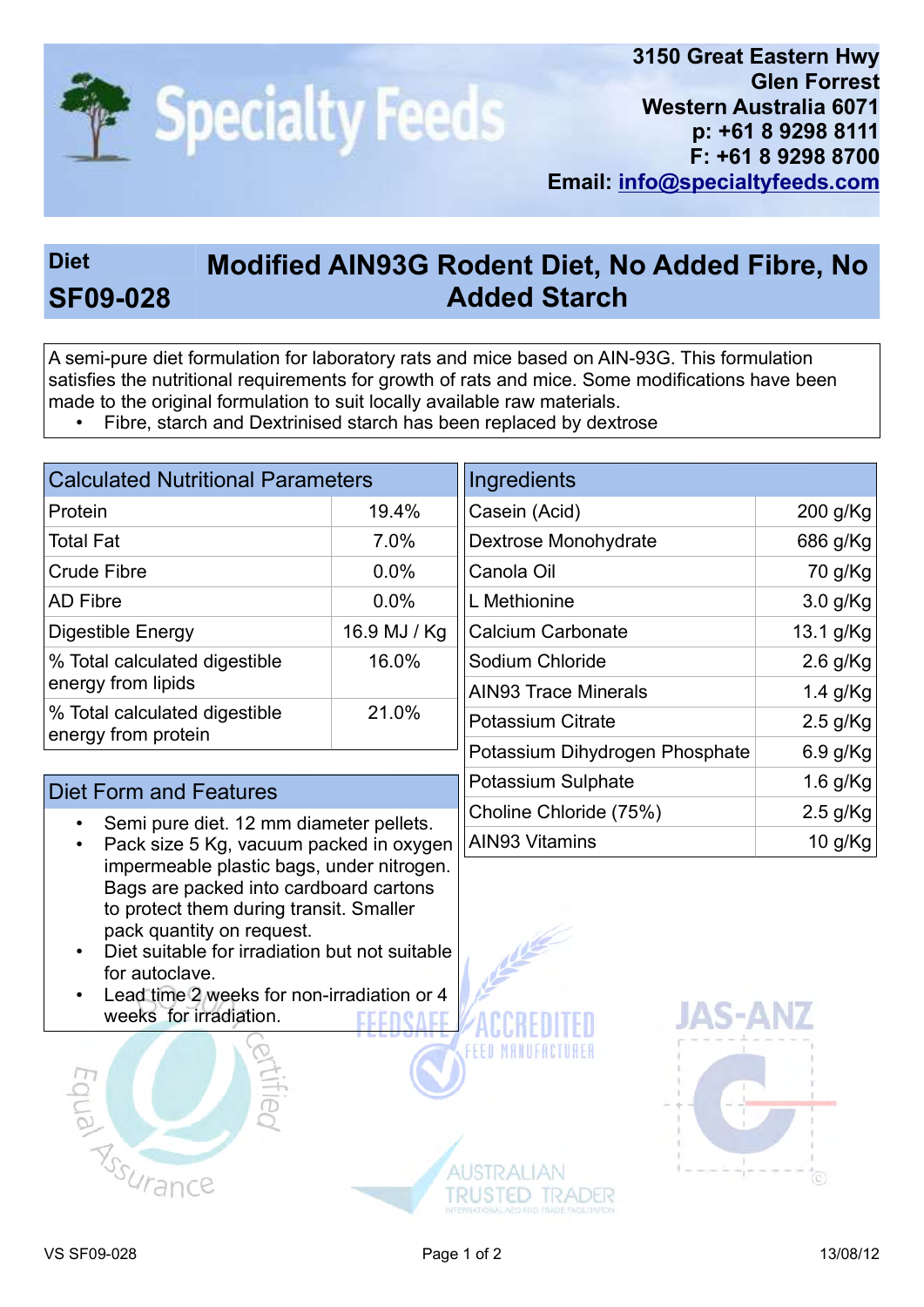# Specialty Feeds

3150 Great Eastern Hwy
Glen Forrest
Western Australia 6071
p: +61 8 9298 8111
F: +61 8 9298 8700
Email: info@specialtyfeeds.com

## Diet SF09-028 — Modified AIN93G Rodent Diet, No Added Fibre, No Added Starch

A semi-pure diet formulation for laboratory rats and mice based on AIN-93G. This formulation satisfies the nutritional requirements for growth of rats and mice. Some modifications have been made to the original formulation to suit locally available raw materials.

- Fibre, starch and Dextrinised starch has been replaced by dextrose

### Calculated Nutritional Parameters

| Parameter | Value |
|---|---|
| Protein | 19.4% |
| Total Fat | 7.0% |
| Crude Fibre | 0.0% |
| AD Fibre | 0.0% |
| Digestible Energy | 16.9 MJ / Kg |
| % Total calculated digestible energy from lipids | 16.0% |
| % Total calculated digestible energy from protein | 21.0% |

### Ingredients

| Ingredient | Amount |
|---|---|
| Casein (Acid) | 200 g/Kg |
| Dextrose Monohydrate | 686 g/Kg |
| Canola Oil | 70 g/Kg |
| L Methionine | 3.0 g/Kg |
| Calcium Carbonate | 13.1 g/Kg |
| Sodium Chloride | 2.6 g/Kg |
| AIN93 Trace Minerals | 1.4 g/Kg |
| Potassium Citrate | 2.5 g/Kg |
| Potassium Dihydrogen Phosphate | 6.9 g/Kg |
| Potassium Sulphate | 1.6 g/Kg |
| Choline Chloride (75%) | 2.5 g/Kg |
| AIN93 Vitamins | 10 g/Kg |

### Diet Form and Features

- Semi pure diet. 12 mm diameter pellets.
- Pack size 5 Kg, vacuum packed in oxygen impermeable plastic bags, under nitrogen. Bags are packed into cardboard cartons to protect them during transit. Smaller pack quantity on request.
- Diet suitable for irradiation but not suitable for autoclave.
- Lead time 2 weeks for non-irradiation or 4 weeks for irradiation.

VS SF09-028 — 13/08/12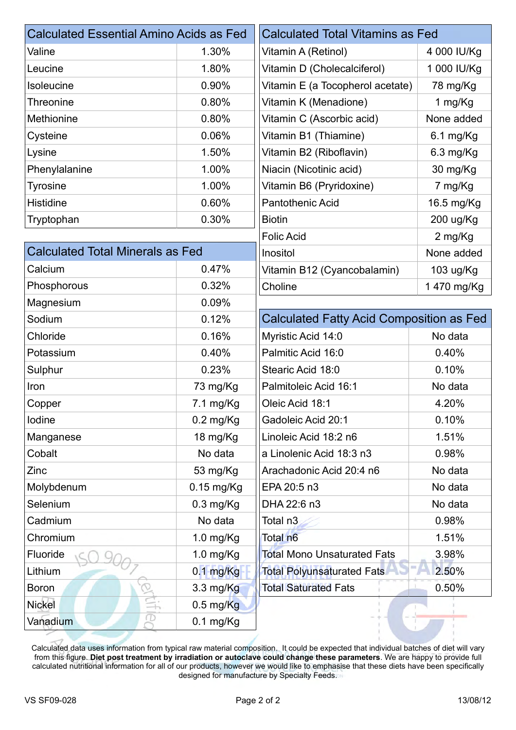| Calculated Essential Amino Acids as Fed | |
|---|---|
| Valine | 1.30% |
| Leucine | 1.80% |
| Isoleucine | 0.90% |
| Threonine | 0.80% |
| Methionine | 0.80% |
| Cysteine | 0.06% |
| Lysine | 1.50% |
| Phenylalanine | 1.00% |
| Tyrosine | 1.00% |
| Histidine | 0.60% |
| Tryptophan | 0.30% |

| Calculated Total Minerals as Fed | |
|---|---|
| Calcium | 0.47% |
| Phosphorous | 0.32% |
| Magnesium | 0.09% |
| Sodium | 0.12% |
| Chloride | 0.16% |
| Potassium | 0.40% |
| Sulphur | 0.23% |
| Iron | 73 mg/Kg |
| Copper | 7.1 mg/Kg |
| Iodine | 0.2 mg/Kg |
| Manganese | 18 mg/Kg |
| Cobalt | No data |
| Zinc | 53 mg/Kg |
| Molybdenum | 0.15 mg/Kg |
| Selenium | 0.3 mg/Kg |
| Cadmium | No data |
| Chromium | 1.0 mg/Kg |
| Fluoride | 1.0 mg/Kg |
| Lithium | 0.1 mg/Kg |
| Boron | 3.3 mg/Kg |
| Nickel | 0.5 mg/Kg |
| Vanadium | 0.1 mg/Kg |

| Calculated Total Vitamins as Fed | |
|---|---|
| Vitamin A (Retinol) | 4 000 IU/Kg |
| Vitamin D (Cholecalciferol) | 1 000 IU/Kg |
| Vitamin E (a Tocopherol acetate) | 78 mg/Kg |
| Vitamin K (Menadione) | 1 mg/Kg |
| Vitamin C (Ascorbic acid) | None added |
| Vitamin B1 (Thiamine) | 6.1 mg/Kg |
| Vitamin B2 (Riboflavin) | 6.3 mg/Kg |
| Niacin (Nicotinic acid) | 30 mg/Kg |
| Vitamin B6 (Pryridoxine) | 7 mg/Kg |
| Pantothenic Acid | 16.5 mg/Kg |
| Biotin | 200 ug/Kg |
| Folic Acid | 2 mg/Kg |
| Inositol | None added |
| Vitamin B12 (Cyancobalamin) | 103 ug/Kg |
| Choline | 1 470 mg/Kg |

| Calculated Fatty Acid Composition as Fed | |
|---|---|
| Myristic Acid 14:0 | No data |
| Palmitic Acid 16:0 | 0.40% |
| Stearic Acid 18:0 | 0.10% |
| Palmitoleic Acid 16:1 | No data |
| Oleic Acid 18:1 | 4.20% |
| Gadoleic Acid 20:1 | 0.10% |
| Linoleic Acid 18:2 n6 | 1.51% |
| a Linolenic Acid 18:3 n3 | 0.98% |
| Arachadonic Acid 20:4 n6 | No data |
| EPA 20:5 n3 | No data |
| DHA 22:6 n3 | No data |
| Total n3 | 0.98% |
| Total n6 | 1.51% |
| Total Mono Unsaturated Fats | 3.98% |
| Total Polyunsaturated Fats | 2.50% |
| Total Saturated Fats | 0.50% |

Calculated data uses information from typical raw material composition. It could be expected that individual batches of diet will vary from this figure. **Diet post treatment by irradiation or autoclave could change these parameters**. We are happy to provide full calculated nutritional information for all of our products, however we would like to emphasise that these diets have been specifically designed for manufacture by Specialty Feeds.

VS SF09-028 13/08/12